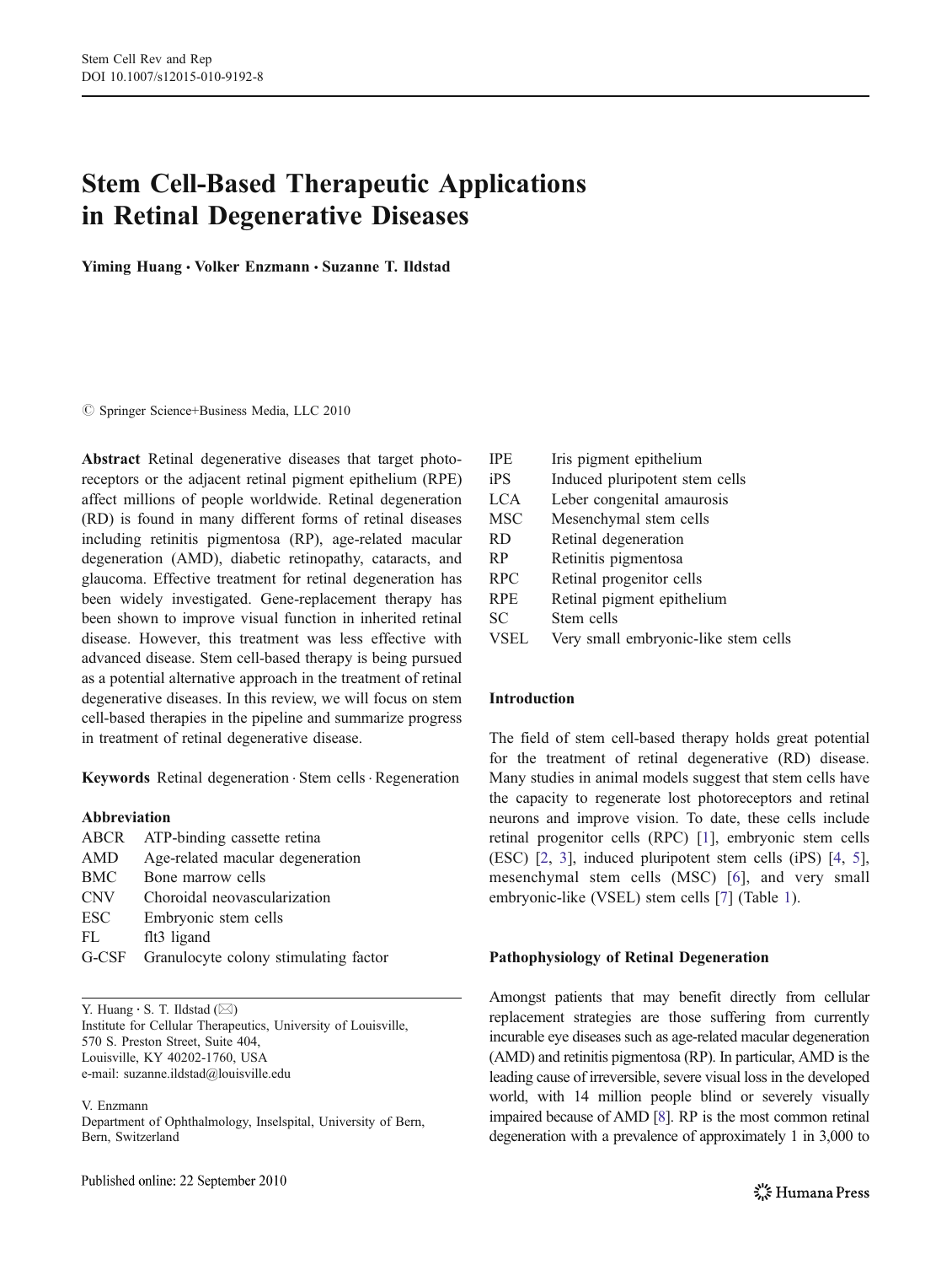# Stem Cell-Based Therapeutic Applications in Retinal Degenerative Diseases

**Yiming Huang · Volker Enzmann · Suzanne T. Ildstad**

© Springer Science+Business Media, LLC 2010

**Abstract** Retinal degenerative diseases that target photoreceptors or the adjacent retinal pigment epithelium (RPE) affect millions of people worldwide. Retinal degeneration (RD) is found in many different forms of retinal diseases including retinitis pigmentosa (RP), age-related macular degeneration (AMD), diabetic retinopathy, cataracts, and glaucoma. Effective treatment for retinal degeneration has been widely investigated. Gene-replacement therapy has been shown to improve visual function in inherited retinal disease. However, this treatment was less effective with advanced disease. Stem cell-based therapy is being pursued as a potential alternative approach in the treatment of retinal degenerative diseases. In this review, we will focus on stem cell-based therapies in the pipeline and summarize progress in treatment of retinal degenerative disease.

**Keywords** Retinal degeneration · Stem cells · Regeneration

**Abbreviation**

| | |
|---|---|
| ABCR | ATP-binding cassette retina |
| AMD | Age-related macular degeneration |
| BMC | Bone marrow cells |
| CNV | Choroidal neovascularization |
| ESC | Embryonic stem cells |
| FL | flt3 ligand |
| G-CSF | Granulocyte colony stimulating factor |
| IPE | Iris pigment epithelium |
| iPS | Induced pluripotent stem cells |
| LCA | Leber congenital amaurosis |
| MSC | Mesenchymal stem cells |
| RD | Retinal degeneration |
| RP | Retinitis pigmentosa |
| RPC | Retinal progenitor cells |
| RPE | Retinal pigment epithelium |
| SC | Stem cells |
| VSEL | Very small embryonic-like stem cells |

Y. Huang · S. T. Ildstad (✉)
Institute for Cellular Therapeutics, University of Louisville,
570 S. Preston Street, Suite 404,
Louisville, KY 40202-1760, USA
e-mail: suzanne.ildstad@louisville.edu

V. Enzmann
Department of Ophthalmology, Inselspital, University of Bern,
Bern, Switzerland

Published online: 22 September 2010

## Introduction

The field of stem cell-based therapy holds great potential for the treatment of retinal degenerative (RD) disease. Many studies in animal models suggest that stem cells have the capacity to regenerate lost photoreceptors and retinal neurons and improve vision. To date, these cells include retinal progenitor cells (RPC) [1], embryonic stem cells (ESC) [2, 3], induced pluripotent stem cells (iPS) [4, 5], mesenchymal stem cells (MSC) [6], and very small embryonic-like (VSEL) stem cells [7] (Table 1).

## Pathophysiology of Retinal Degeneration

Amongst patients that may benefit directly from cellular replacement strategies are those suffering from currently incurable eye diseases such as age-related macular degeneration (AMD) and retinitis pigmentosa (RP). In particular, AMD is the leading cause of irreversible, severe visual loss in the developed world, with 14 million people blind or severely visually impaired because of AMD [8]. RP is the most common retinal degeneration with a prevalence of approximately 1 in 3,000 to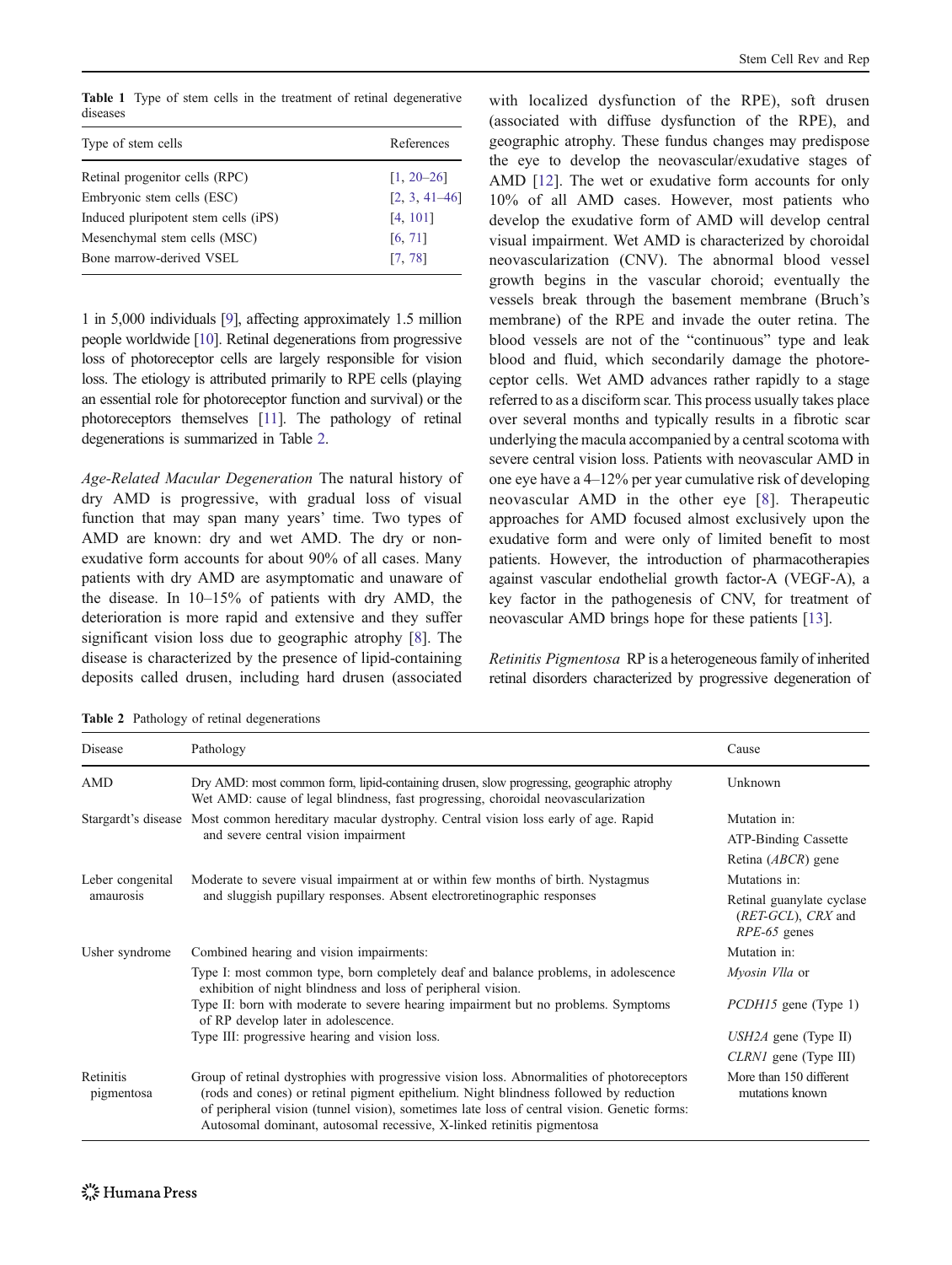**Table 1** Type of stem cells in the treatment of retinal degenerative diseases

| Type of stem cells | References |
|---|---|
| Retinal progenitor cells (RPC) | [1, 20–26] |
| Embryonic stem cells (ESC) | [2, 3, 41–46] |
| Induced pluripotent stem cells (iPS) | [4, 101] |
| Mesenchymal stem cells (MSC) | [6, 71] |
| Bone marrow-derived VSEL | [7, 78] |

1 in 5,000 individuals [9], affecting approximately 1.5 million people worldwide [10]. Retinal degenerations from progressive loss of photoreceptor cells are largely responsible for vision loss. The etiology is attributed primarily to RPE cells (playing an essential role for photoreceptor function and survival) or the photoreceptors themselves [11]. The pathology of retinal degenerations is summarized in Table 2.

*Age-Related Macular Degeneration* The natural history of dry AMD is progressive, with gradual loss of visual function that may span many years' time. Two types of AMD are known: dry and wet AMD. The dry or non-exudative form accounts for about 90% of all cases. Many patients with dry AMD are asymptomatic and unaware of the disease. In 10–15% of patients with dry AMD, the deterioration is more rapid and extensive and they suffer significant vision loss due to geographic atrophy [8]. The disease is characterized by the presence of lipid-containing deposits called drusen, including hard drusen (associated with localized dysfunction of the RPE), soft drusen (associated with diffuse dysfunction of the RPE), and geographic atrophy. These fundus changes may predispose the eye to develop the neovascular/exudative stages of AMD [12]. The wet or exudative form accounts for only 10% of all AMD cases. However, most patients who develop the exudative form of AMD will develop central visual impairment. Wet AMD is characterized by choroidal neovascularization (CNV). The abnormal blood vessel growth begins in the vascular choroid; eventually the vessels break through the basement membrane (Bruch's membrane) of the RPE and invade the outer retina. The blood vessels are not of the "continuous" type and leak blood and fluid, which secondarily damage the photoreceptor cells. Wet AMD advances rather rapidly to a stage referred to as a disciform scar. This process usually takes place over several months and typically results in a fibrotic scar underlying the macula accompanied by a central scotoma with severe central vision loss. Patients with neovascular AMD in one eye have a 4–12% per year cumulative risk of developing neovascular AMD in the other eye [8]. Therapeutic approaches for AMD focused almost exclusively upon the exudative form and were only of limited benefit to most patients. However, the introduction of pharmacotherapies against vascular endothelial growth factor-A (VEGF-A), a key factor in the pathogenesis of CNV, for treatment of neovascular AMD brings hope for these patients [13].

*Retinitis Pigmentosa* RP is a heterogeneous family of inherited retinal disorders characterized by progressive degeneration of

**Table 2** Pathology of retinal degenerations

| Disease | Pathology | Cause |
|---|---|---|
| AMD | Dry AMD: most common form, lipid-containing drusen, slow progressing, geographic atrophy<br>Wet AMD: cause of legal blindness, fast progressing, choroidal neovascularization | Unknown |
| Stargardt's disease | Most common hereditary macular dystrophy. Central vision loss early of age. Rapid and severe central vision impairment | Mutation in:<br>ATP-Binding Cassette<br>Retina (*ABCR*) gene |
| Leber congenital amaurosis | Moderate to severe visual impairment at or within few months of birth. Nystagmus and sluggish pupillary responses. Absent electroretinographic responses | Mutations in:<br>Retinal guanylate cyclase (*RET-GCL*), *CRX* and *RPE-65* genes |
| Usher syndrome | Combined hearing and vision impairments:<br>Type I: most common type, born completely deaf and balance problems, in adolescence exhibition of night blindness and loss of peripheral vision.<br>Type II: born with moderate to severe hearing impairment but no problems. Symptoms of RP develop later in adolescence.<br>Type III: progressive hearing and vision loss. | Mutation in:<br>*Myosin VIIa* or<br>*PCDH15* gene (Type 1)<br>*USH2A* gene (Type II)<br>*CLRN1* gene (Type III) |
| Retinitis pigmentosa | Group of retinal dystrophies with progressive vision loss. Abnormalities of photoreceptors (rods and cones) or retinal pigment epithelium. Night blindness followed by reduction of peripheral vision (tunnel vision), sometimes late loss of central vision. Genetic forms: Autosomal dominant, autosomal recessive, X-linked retinitis pigmentosa | More than 150 different mutations known |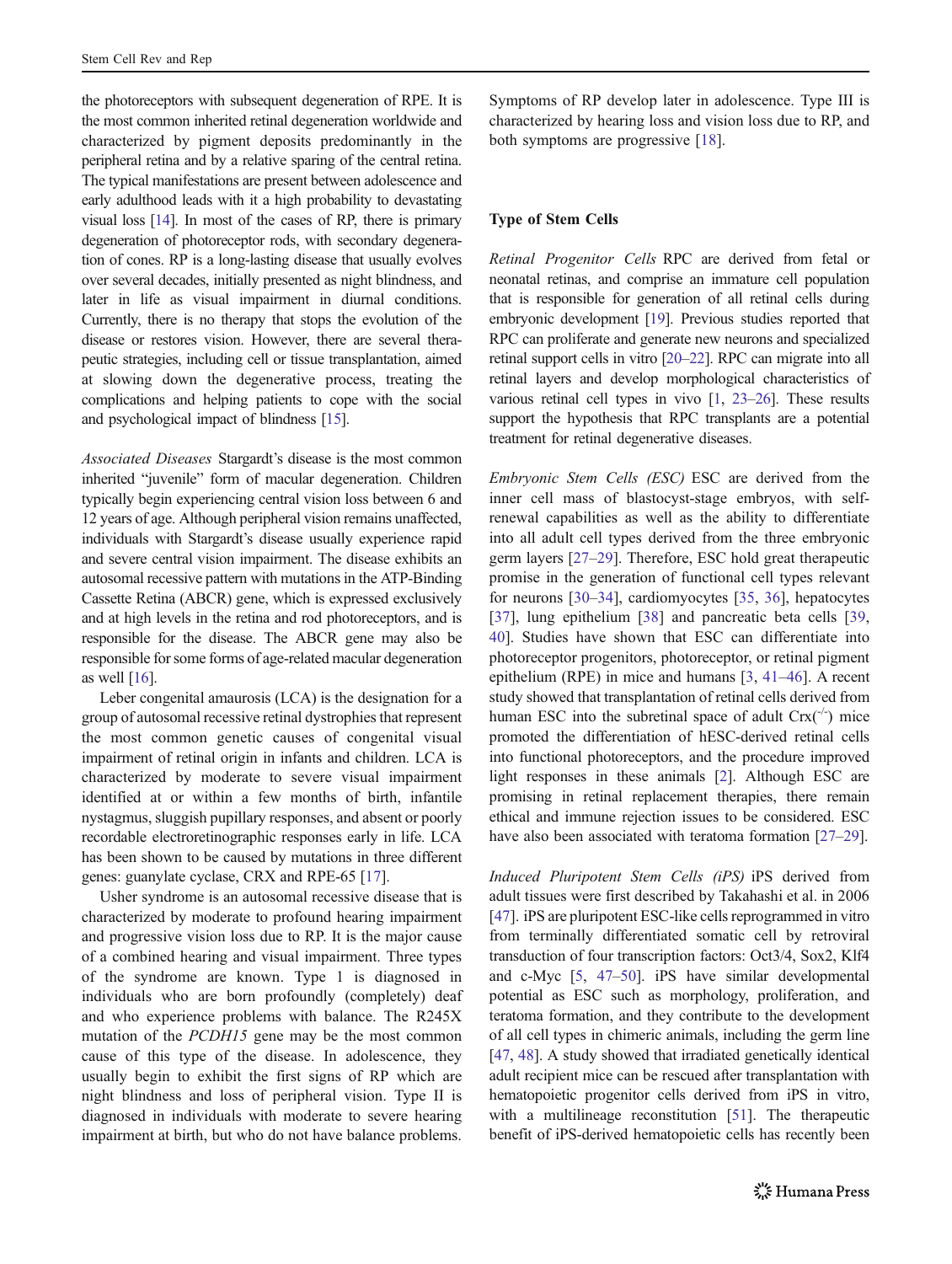the photoreceptors with subsequent degeneration of RPE. It is the most common inherited retinal degeneration worldwide and characterized by pigment deposits predominantly in the peripheral retina and by a relative sparing of the central retina. The typical manifestations are present between adolescence and early adulthood leads with it a high probability to devastating visual loss [14]. In most of the cases of RP, there is primary degeneration of photoreceptor rods, with secondary degeneration of cones. RP is a long-lasting disease that usually evolves over several decades, initially presented as night blindness, and later in life as visual impairment in diurnal conditions. Currently, there is no therapy that stops the evolution of the disease or restores vision. However, there are several therapeutic strategies, including cell or tissue transplantation, aimed at slowing down the degenerative process, treating the complications and helping patients to cope with the social and psychological impact of blindness [15].

*Associated Diseases* Stargardt's disease is the most common inherited "juvenile" form of macular degeneration. Children typically begin experiencing central vision loss between 6 and 12 years of age. Although peripheral vision remains unaffected, individuals with Stargardt's disease usually experience rapid and severe central vision impairment. The disease exhibits an autosomal recessive pattern with mutations in the ATP-Binding Cassette Retina (ABCR) gene, which is expressed exclusively and at high levels in the retina and rod photoreceptors, and is responsible for the disease. The ABCR gene may also be responsible for some forms of age-related macular degeneration as well [16].

Leber congenital amaurosis (LCA) is the designation for a group of autosomal recessive retinal dystrophies that represent the most common genetic causes of congenital visual impairment of retinal origin in infants and children. LCA is characterized by moderate to severe visual impairment identified at or within a few months of birth, infantile nystagmus, sluggish pupillary responses, and absent or poorly recordable electroretinographic responses early in life. LCA has been shown to be caused by mutations in three different genes: guanylate cyclase, CRX and RPE-65 [17].

Usher syndrome is an autosomal recessive disease that is characterized by moderate to profound hearing impairment and progressive vision loss due to RP. It is the major cause of a combined hearing and visual impairment. Three types of the syndrome are known. Type 1 is diagnosed in individuals who are born profoundly (completely) deaf and who experience problems with balance. The R245X mutation of the *PCDH15* gene may be the most common cause of this type of the disease. In adolescence, they usually begin to exhibit the first signs of RP which are night blindness and loss of peripheral vision. Type II is diagnosed in individuals with moderate to severe hearing impairment at birth, but who do not have balance problems. Symptoms of RP develop later in adolescence. Type III is characterized by hearing loss and vision loss due to RP, and both symptoms are progressive [18].

## Type of Stem Cells

*Retinal Progenitor Cells* RPC are derived from fetal or neonatal retinas, and comprise an immature cell population that is responsible for generation of all retinal cells during embryonic development [19]. Previous studies reported that RPC can proliferate and generate new neurons and specialized retinal support cells in vitro [20–22]. RPC can migrate into all retinal layers and develop morphological characteristics of various retinal cell types in vivo [1, 23–26]. These results support the hypothesis that RPC transplants are a potential treatment for retinal degenerative diseases.

*Embryonic Stem Cells (ESC)* ESC are derived from the inner cell mass of blastocyst-stage embryos, with self-renewal capabilities as well as the ability to differentiate into all adult cell types derived from the three embryonic germ layers [27–29]. Therefore, ESC hold great therapeutic promise in the generation of functional cell types relevant for neurons [30–34], cardiomyocytes [35, 36], hepatocytes [37], lung epithelium [38] and pancreatic beta cells [39, 40]. Studies have shown that ESC can differentiate into photoreceptor progenitors, photoreceptor, or retinal pigment epithelium (RPE) in mice and humans [3, 41–46]. A recent study showed that transplantation of retinal cells derived from human ESC into the subretinal space of adult Crx($^{-/-}$) mice promoted the differentiation of hESC-derived retinal cells into functional photoreceptors, and the procedure improved light responses in these animals [2]. Although ESC are promising in retinal replacement therapies, there remain ethical and immune rejection issues to be considered. ESC have also been associated with teratoma formation [27–29].

*Induced Pluripotent Stem Cells (iPS)* iPS derived from adult tissues were first described by Takahashi et al. in 2006 [47]. iPS are pluripotent ESC-like cells reprogrammed in vitro from terminally differentiated somatic cell by retroviral transduction of four transcription factors: Oct3/4, Sox2, Klf4 and c-Myc [5, 47–50]. iPS have similar developmental potential as ESC such as morphology, proliferation, and teratoma formation, and they contribute to the development of all cell types in chimeric animals, including the germ line [47, 48]. A study showed that irradiated genetically identical adult recipient mice can be rescued after transplantation with hematopoietic progenitor cells derived from iPS in vitro, with a multilineage reconstitution [51]. The therapeutic benefit of iPS-derived hematopoietic cells has recently been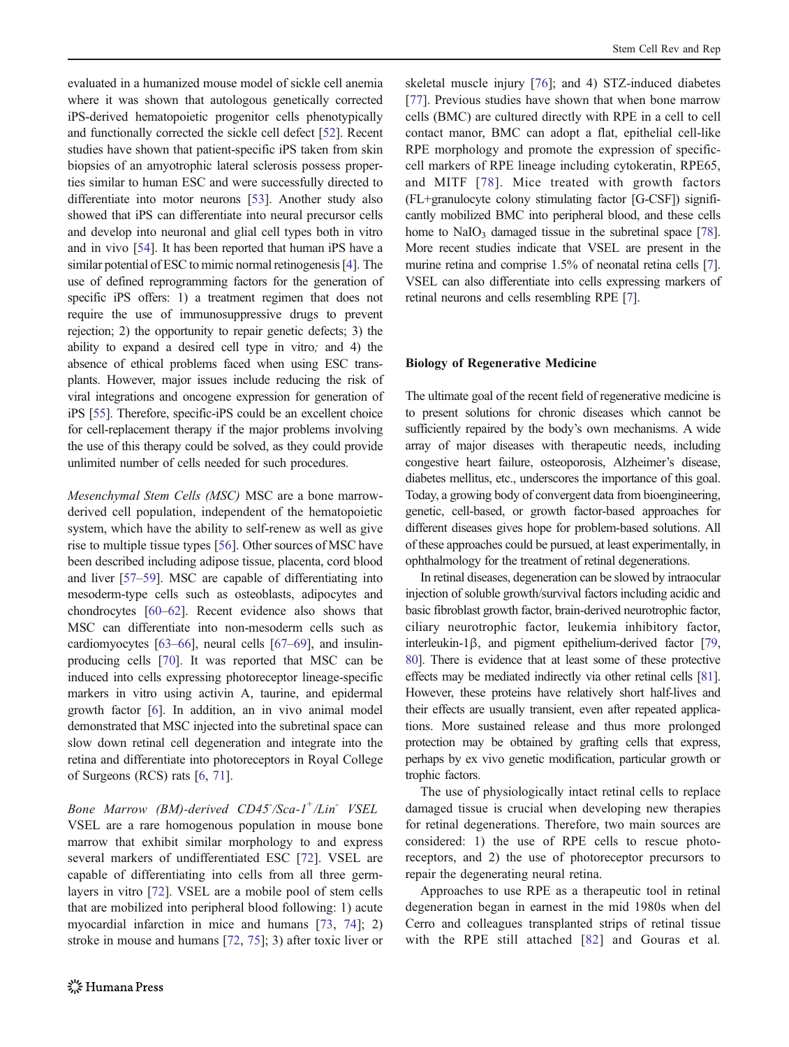evaluated in a humanized mouse model of sickle cell anemia where it was shown that autologous genetically corrected iPS-derived hematopoietic progenitor cells phenotypically and functionally corrected the sickle cell defect [52]. Recent studies have shown that patient-specific iPS taken from skin biopsies of an amyotrophic lateral sclerosis possess properties similar to human ESC and were successfully directed to differentiate into motor neurons [53]. Another study also showed that iPS can differentiate into neural precursor cells and develop into neuronal and glial cell types both in vitro and in vivo [54]. It has been reported that human iPS have a similar potential of ESC to mimic normal retinogenesis [4]. The use of defined reprogramming factors for the generation of specific iPS offers: 1) a treatment regimen that does not require the use of immunosuppressive drugs to prevent rejection; 2) the opportunity to repair genetic defects; 3) the ability to expand a desired cell type in vitro; and 4) the absence of ethical problems faced when using ESC transplants. However, major issues include reducing the risk of viral integrations and oncogene expression for generation of iPS [55]. Therefore, specific-iPS could be an excellent choice for cell-replacement therapy if the major problems involving the use of this therapy could be solved, as they could provide unlimited number of cells needed for such procedures.

*Mesenchymal Stem Cells (MSC)* MSC are a bone marrow-derived cell population, independent of the hematopoietic system, which have the ability to self-renew as well as give rise to multiple tissue types [56]. Other sources of MSC have been described including adipose tissue, placenta, cord blood and liver [57–59]. MSC are capable of differentiating into mesoderm-type cells such as osteoblasts, adipocytes and chondrocytes [60–62]. Recent evidence also shows that MSC can differentiate into non-mesoderm cells such as cardiomyocytes [63–66], neural cells [67–69], and insulin-producing cells [70]. It was reported that MSC can be induced into cells expressing photoreceptor lineage-specific markers in vitro using activin A, taurine, and epidermal growth factor [6]. In addition, an in vivo animal model demonstrated that MSC injected into the subretinal space can slow down retinal cell degeneration and integrate into the retina and differentiate into photoreceptors in Royal College of Surgeons (RCS) rats [6, 71].

*Bone Marrow (BM)-derived CD45$^-$/Sca-1$^+$/Lin$^-$ VSEL* VSEL are a rare homogenous population in mouse bone marrow that exhibit similar morphology to and express several markers of undifferentiated ESC [72]. VSEL are capable of differentiating into cells from all three germ-layers in vitro [72]. VSEL are a mobile pool of stem cells that are mobilized into peripheral blood following: 1) acute myocardial infarction in mice and humans [73, 74]; 2) stroke in mouse and humans [72, 75]; 3) after toxic liver or skeletal muscle injury [76]; and 4) STZ-induced diabetes [77]. Previous studies have shown that when bone marrow cells (BMC) are cultured directly with RPE in a cell to cell contact manor, BMC can adopt a flat, epithelial cell-like RPE morphology and promote the expression of specific-cell markers of RPE lineage including cytokeratin, RPE65, and MITF [78]. Mice treated with growth factors (FL+granulocyte colony stimulating factor [G-CSF]) significantly mobilized BMC into peripheral blood, and these cells home to $NaIO_3$ damaged tissue in the subretinal space [78]. More recent studies indicate that VSEL are present in the murine retina and comprise 1.5% of neonatal retina cells [7]. VSEL can also differentiate into cells expressing markers of retinal neurons and cells resembling RPE [7].

## Biology of Regenerative Medicine

The ultimate goal of the recent field of regenerative medicine is to present solutions for chronic diseases which cannot be sufficiently repaired by the body's own mechanisms. A wide array of major diseases with therapeutic needs, including congestive heart failure, osteoporosis, Alzheimer's disease, diabetes mellitus, etc., underscores the importance of this goal. Today, a growing body of convergent data from bioengineering, genetic, cell-based, or growth factor-based approaches for different diseases gives hope for problem-based solutions. All of these approaches could be pursued, at least experimentally, in ophthalmology for the treatment of retinal degenerations.

In retinal diseases, degeneration can be slowed by intraocular injection of soluble growth/survival factors including acidic and basic fibroblast growth factor, brain-derived neurotrophic factor, ciliary neurotrophic factor, leukemia inhibitory factor, interleukin-1β, and pigment epithelium-derived factor [79, 80]. There is evidence that at least some of these protective effects may be mediated indirectly via other retinal cells [81]. However, these proteins have relatively short half-lives and their effects are usually transient, even after repeated applications. More sustained release and thus more prolonged protection may be obtained by grafting cells that express, perhaps by ex vivo genetic modification, particular growth or trophic factors.

The use of physiologically intact retinal cells to replace damaged tissue is crucial when developing new therapies for retinal degenerations. Therefore, two main sources are considered: 1) the use of RPE cells to rescue photoreceptors, and 2) the use of photoreceptor precursors to repair the degenerating neural retina.

Approaches to use RPE as a therapeutic tool in retinal degeneration began in earnest in the mid 1980s when del Cerro and colleagues transplanted strips of retinal tissue with the RPE still attached [82] and Gouras et al.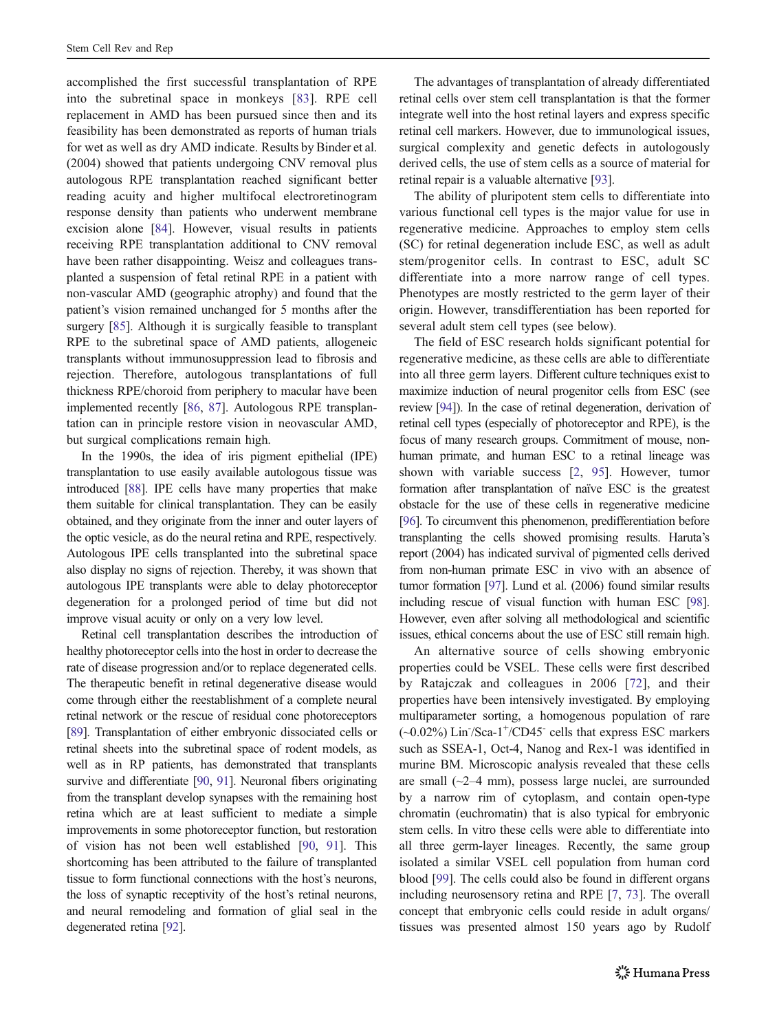accomplished the first successful transplantation of RPE into the subretinal space in monkeys [83]. RPE cell replacement in AMD has been pursued since then and its feasibility has been demonstrated as reports of human trials for wet as well as dry AMD indicate. Results by Binder et al. (2004) showed that patients undergoing CNV removal plus autologous RPE transplantation reached significant better reading acuity and higher multifocal electroretinogram response density than patients who underwent membrane excision alone [84]. However, visual results in patients receiving RPE transplantation additional to CNV removal have been rather disappointing. Weisz and colleagues transplanted a suspension of fetal retinal RPE in a patient with non-vascular AMD (geographic atrophy) and found that the patient's vision remained unchanged for 5 months after the surgery [85]. Although it is surgically feasible to transplant RPE to the subretinal space of AMD patients, allogeneic transplants without immunosuppression lead to fibrosis and rejection. Therefore, autologous transplantations of full thickness RPE/choroid from periphery to macular have been implemented recently [86, 87]. Autologous RPE transplantation can in principle restore vision in neovascular AMD, but surgical complications remain high.

In the 1990s, the idea of iris pigment epithelial (IPE) transplantation to use easily available autologous tissue was introduced [88]. IPE cells have many properties that make them suitable for clinical transplantation. They can be easily obtained, and they originate from the inner and outer layers of the optic vesicle, as do the neural retina and RPE, respectively. Autologous IPE cells transplanted into the subretinal space also display no signs of rejection. Thereby, it was shown that autologous IPE transplants were able to delay photoreceptor degeneration for a prolonged period of time but did not improve visual acuity or only on a very low level.

Retinal cell transplantation describes the introduction of healthy photoreceptor cells into the host in order to decrease the rate of disease progression and/or to replace degenerated cells. The therapeutic benefit in retinal degenerative disease would come through either the reestablishment of a complete neural retinal network or the rescue of residual cone photoreceptors [89]. Transplantation of either embryonic dissociated cells or retinal sheets into the subretinal space of rodent models, as well as in RP patients, has demonstrated that transplants survive and differentiate [90, 91]. Neuronal fibers originating from the transplant develop synapses with the remaining host retina which are at least sufficient to mediate a simple improvements in some photoreceptor function, but restoration of vision has not been well established [90, 91]. This shortcoming has been attributed to the failure of transplanted tissue to form functional connections with the host's neurons, the loss of synaptic receptivity of the host's retinal neurons, and neural remodeling and formation of glial seal in the degenerated retina [92].

The advantages of transplantation of already differentiated retinal cells over stem cell transplantation is that the former integrate well into the host retinal layers and express specific retinal cell markers. However, due to immunological issues, surgical complexity and genetic defects in autologously derived cells, the use of stem cells as a source of material for retinal repair is a valuable alternative [93].

The ability of pluripotent stem cells to differentiate into various functional cell types is the major value for use in regenerative medicine. Approaches to employ stem cells (SC) for retinal degeneration include ESC, as well as adult stem/progenitor cells. In contrast to ESC, adult SC differentiate into a more narrow range of cell types. Phenotypes are mostly restricted to the germ layer of their origin. However, transdifferentiation has been reported for several adult stem cell types (see below).

The field of ESC research holds significant potential for regenerative medicine, as these cells are able to differentiate into all three germ layers. Different culture techniques exist to maximize induction of neural progenitor cells from ESC (see review [94]). In the case of retinal degeneration, derivation of retinal cell types (especially of photoreceptor and RPE), is the focus of many research groups. Commitment of mouse, non-human primate, and human ESC to a retinal lineage was shown with variable success [2, 95]. However, tumor formation after transplantation of naïve ESC is the greatest obstacle for the use of these cells in regenerative medicine [96]. To circumvent this phenomenon, predifferentiation before transplanting the cells showed promising results. Haruta's report (2004) has indicated survival of pigmented cells derived from non-human primate ESC in vivo with an absence of tumor formation [97]. Lund et al. (2006) found similar results including rescue of visual function with human ESC [98]. However, even after solving all methodological and scientific issues, ethical concerns about the use of ESC still remain high.

An alternative source of cells showing embryonic properties could be VSEL. These cells were first described by Ratajczak and colleagues in 2006 [72], and their properties have been intensively investigated. By employing multiparameter sorting, a homogenous population of rare (~0.02%) $Lin^-/Sca\text{-}1^+/CD45^-$ cells that express ESC markers such as SSEA-1, Oct-4, Nanog and Rex-1 was identified in murine BM. Microscopic analysis revealed that these cells are small (~2–4 mm), possess large nuclei, are surrounded by a narrow rim of cytoplasm, and contain open-type chromatin (euchromatin) that is also typical for embryonic stem cells. In vitro these cells were able to differentiate into all three germ-layer lineages. Recently, the same group isolated a similar VSEL cell population from human cord blood [99]. The cells could also be found in different organs including neurosensory retina and RPE [7, 73]. The overall concept that embryonic cells could reside in adult organs/ tissues was presented almost 150 years ago by Rudolf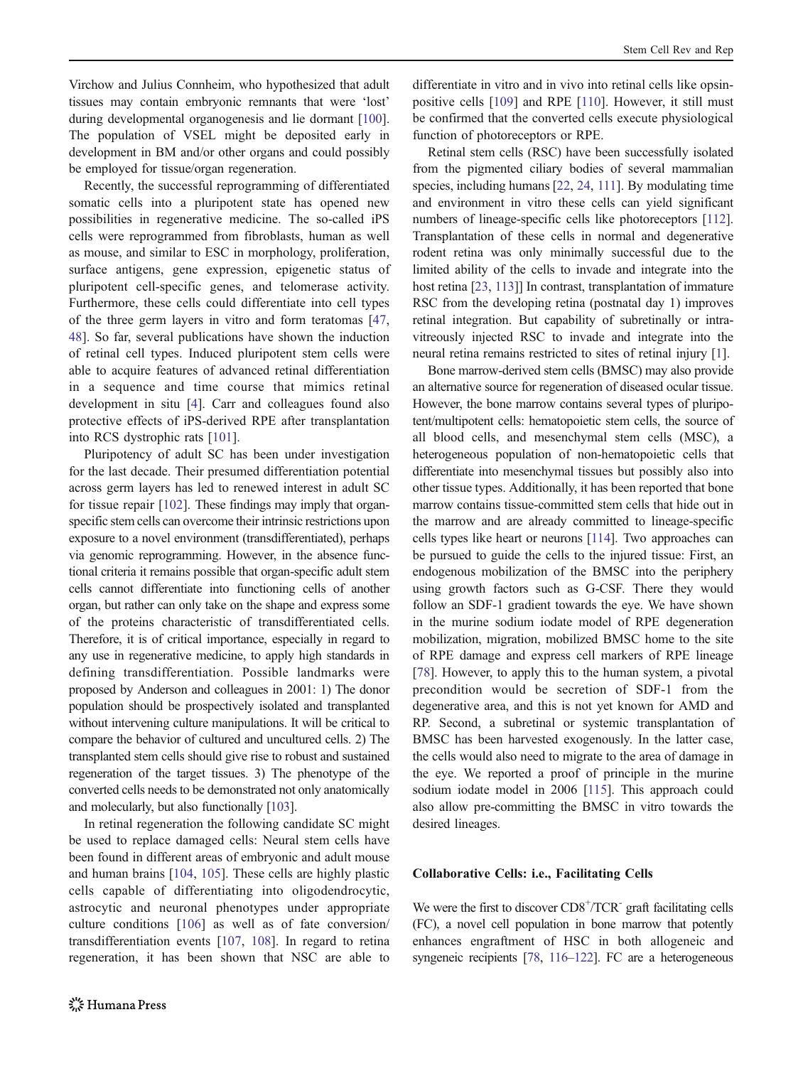Virchow and Julius Connheim, who hypothesized that adult tissues may contain embryonic remnants that were 'lost' during developmental organogenesis and lie dormant [100]. The population of VSEL might be deposited early in development in BM and/or other organs and could possibly be employed for tissue/organ regeneration.

Recently, the successful reprogramming of differentiated somatic cells into a pluripotent state has opened new possibilities in regenerative medicine. The so-called iPS cells were reprogrammed from fibroblasts, human as well as mouse, and similar to ESC in morphology, proliferation, surface antigens, gene expression, epigenetic status of pluripotent cell-specific genes, and telomerase activity. Furthermore, these cells could differentiate into cell types of the three germ layers in vitro and form teratomas [47, 48]. So far, several publications have shown the induction of retinal cell types. Induced pluripotent stem cells were able to acquire features of advanced retinal differentiation in a sequence and time course that mimics retinal development in situ [4]. Carr and colleagues found also protective effects of iPS-derived RPE after transplantation into RCS dystrophic rats [101].

Pluripotency of adult SC has been under investigation for the last decade. Their presumed differentiation potential across germ layers has led to renewed interest in adult SC for tissue repair [102]. These findings may imply that organ-specific stem cells can overcome their intrinsic restrictions upon exposure to a novel environment (transdifferentiated), perhaps via genomic reprogramming. However, in the absence functional criteria it remains possible that organ-specific adult stem cells cannot differentiate into functioning cells of another organ, but rather can only take on the shape and express some of the proteins characteristic of transdifferentiated cells. Therefore, it is of critical importance, especially in regard to any use in regenerative medicine, to apply high standards in defining transdifferentiation. Possible landmarks were proposed by Anderson and colleagues in 2001: 1) The donor population should be prospectively isolated and transplanted without intervening culture manipulations. It will be critical to compare the behavior of cultured and uncultured cells. 2) The transplanted stem cells should give rise to robust and sustained regeneration of the target tissues. 3) The phenotype of the converted cells needs to be demonstrated not only anatomically and molecularly, but also functionally [103].

In retinal regeneration the following candidate SC might be used to replace damaged cells: Neural stem cells have been found in different areas of embryonic and adult mouse and human brains [104, 105]. These cells are highly plastic cells capable of differentiating into oligodendrocytic, astrocytic and neuronal phenotypes under appropriate culture conditions [106] as well as of fate conversion/transdifferentiation events [107, 108]. In regard to retina regeneration, it has been shown that NSC are able to differentiate in vitro and in vivo into retinal cells like opsin-positive cells [109] and RPE [110]. However, it still must be confirmed that the converted cells execute physiological function of photoreceptors or RPE.

Retinal stem cells (RSC) have been successfully isolated from the pigmented ciliary bodies of several mammalian species, including humans [22, 24, 111]. By modulating time and environment in vitro these cells can yield significant numbers of lineage-specific cells like photoreceptors [112]. Transplantation of these cells in normal and degenerative rodent retina was only minimally successful due to the limited ability of the cells to invade and integrate into the host retina [23, 113]] In contrast, transplantation of immature RSC from the developing retina (postnatal day 1) improves retinal integration. But capability of subretinally or intravitreously injected RSC to invade and integrate into the neural retina remains restricted to sites of retinal injury [1].

Bone marrow-derived stem cells (BMSC) may also provide an alternative source for regeneration of diseased ocular tissue. However, the bone marrow contains several types of pluripotent/multipotent cells: hematopoietic stem cells, the source of all blood cells, and mesenchymal stem cells (MSC), a heterogeneous population of non-hematopoietic cells that differentiate into mesenchymal tissues but possibly also into other tissue types. Additionally, it has been reported that bone marrow contains tissue-committed stem cells that hide out in the marrow and are already committed to lineage-specific cells types like heart or neurons [114]. Two approaches can be pursued to guide the cells to the injured tissue: First, an endogenous mobilization of the BMSC into the periphery using growth factors such as G-CSF. There they would follow an SDF-1 gradient towards the eye. We have shown in the murine sodium iodate model of RPE degeneration mobilization, migration, mobilized BMSC home to the site of RPE damage and express cell markers of RPE lineage [78]. However, to apply this to the human system, a pivotal precondition would be secretion of SDF-1 from the degenerative area, and this is not yet known for AMD and RP. Second, a subretinal or systemic transplantation of BMSC has been harvested exogenously. In the latter case, the cells would also need to migrate to the area of damage in the eye. We reported a proof of principle in the murine sodium iodate model in 2006 [115]. This approach could also allow pre-committing the BMSC in vitro towards the desired lineages.

## Collaborative Cells: i.e., Facilitating Cells

We were the first to discover $CD8^{+}$/$TCR^{-}$ graft facilitating cells (FC), a novel cell population in bone marrow that potently enhances engraftment of HSC in both allogeneic and syngeneic recipients [78, 116–122]. FC are a heterogeneous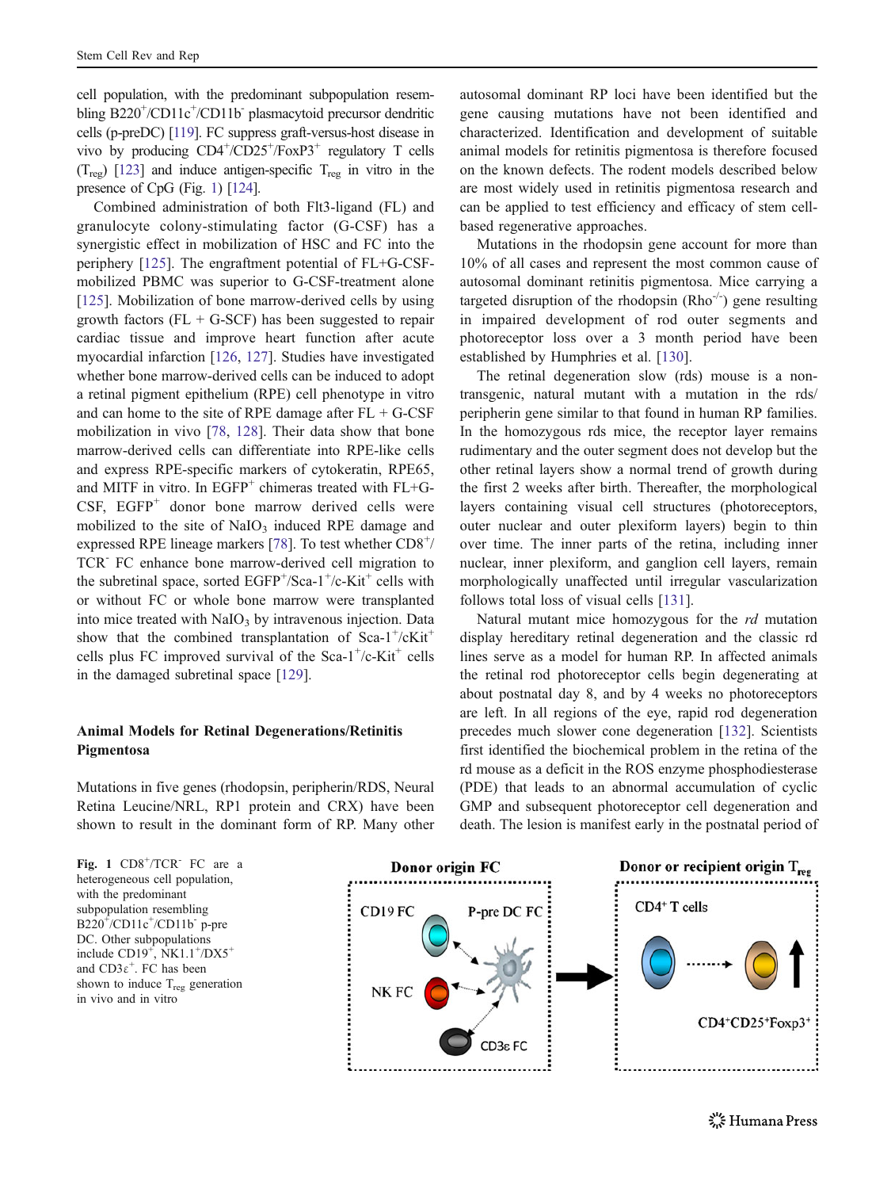cell population, with the predominant subpopulation resembling $B220^{+}/CD11c^{+}/CD11b^{-}$ plasmacytoid precursor dendritic cells (p-preDC) [119]. FC suppress graft-versus-host disease in vivo by producing $CD4^{+}/CD25^{+}/FoxP3^{+}$ regulatory T cells ($T_{reg}$) [123] and induce antigen-specific $T_{reg}$ in vitro in the presence of CpG (Fig. 1) [124].

Combined administration of both Flt3-ligand (FL) and granulocyte colony-stimulating factor (G-CSF) has a synergistic effect in mobilization of HSC and FC into the periphery [125]. The engraftment potential of FL+G-CSF-mobilized PBMC was superior to G-CSF-treatment alone [125]. Mobilization of bone marrow-derived cells by using growth factors (FL + G-SCF) has been suggested to repair cardiac tissue and improve heart function after acute myocardial infarction [126, 127]. Studies have investigated whether bone marrow-derived cells can be induced to adopt a retinal pigment epithelium (RPE) cell phenotype in vitro and can home to the site of RPE damage after FL + G-CSF mobilization in vivo [78, 128]. Their data show that bone marrow-derived cells can differentiate into RPE-like cells and express RPE-specific markers of cytokeratin, RPE65, and MITF in vitro. In $EGFP^{+}$ chimeras treated with FL+G-CSF, $EGFP^{+}$ donor bone marrow derived cells were mobilized to the site of $NaIO_3$ induced RPE damage and expressed RPE lineage markers [78]. To test whether $CD8^{+}/TCR^{-}$ FC enhance bone marrow-derived cell migration to the subretinal space, sorted $EGFP^{+}/Sca\text{-}1^{+}/c\text{-}Kit^{+}$ cells with or without FC or whole bone marrow were transplanted into mice treated with $NaIO_3$ by intravenous injection. Data show that the combined transplantation of $Sca\text{-}1^{+}/cKit^{+}$ cells plus FC improved survival of the $Sca\text{-}1^{+}/c\text{-}Kit^{+}$ cells in the damaged subretinal space [129].

### Animal Models for Retinal Degenerations/Retinitis Pigmentosa

Mutations in five genes (rhodopsin, peripherin/RDS, Neural Retina Leucine/NRL, RP1 protein and CRX) have been shown to result in the dominant form of RP. Many other autosomal dominant RP loci have been identified but the gene causing mutations have not been identified and characterized. Identification and development of suitable animal models for retinitis pigmentosa is therefore focused on the known defects. The rodent models described below are most widely used in retinitis pigmentosa research and can be applied to test efficiency and efficacy of stem cell-based regenerative approaches.

Mutations in the rhodopsin gene account for more than 10% of all cases and represent the most common cause of autosomal dominant retinitis pigmentosa. Mice carrying a targeted disruption of the rhodopsin ($Rho^{-/-}$) gene resulting in impaired development of rod outer segments and photoreceptor loss over a 3 month period have been established by Humphries et al. [130].

The retinal degeneration slow (rds) mouse is a non-transgenic, natural mutant with a mutation in the rds/peripherin gene similar to that found in human RP families. In the homozygous rds mice, the receptor layer remains rudimentary and the outer segment does not develop but the other retinal layers show a normal trend of growth during the first 2 weeks after birth. Thereafter, the morphological layers containing visual cell structures (photoreceptors, outer nuclear and outer plexiform layers) begin to thin over time. The inner parts of the retina, including inner nuclear, inner plexiform, and ganglion cell layers, remain morphologically unaffected until irregular vascularization follows total loss of visual cells [131].

Natural mutant mice homozygous for the *rd* mutation display hereditary retinal degeneration and the classic rd lines serve as a model for human RP. In affected animals the retinal rod photoreceptor cells begin degenerating at about postnatal day 8, and by 4 weeks no photoreceptors are left. In all regions of the eye, rapid rod degeneration precedes much slower cone degeneration [132]. Scientists first identified the biochemical problem in the retina of the rd mouse as a deficit in the ROS enzyme phosphodiesterase (PDE) that leads to an abnormal accumulation of cyclic GMP and subsequent photoreceptor cell degeneration and death. The lesion is manifest early in the postnatal period of

**Fig. 1** $CD8^{+}/TCR^{-}$ FC are a heterogeneous cell population, with the predominant subpopulation resembling $B220^{+}/CD11c^{+}/CD11b^{-}$ p-pre DC. Other subpopulations include $CD19^{+}$, $NK1.1^{+}/DX5^{+}$ and $CD3\varepsilon^{+}$. FC has been shown to induce $T_{reg}$ generation in vivo and in vitro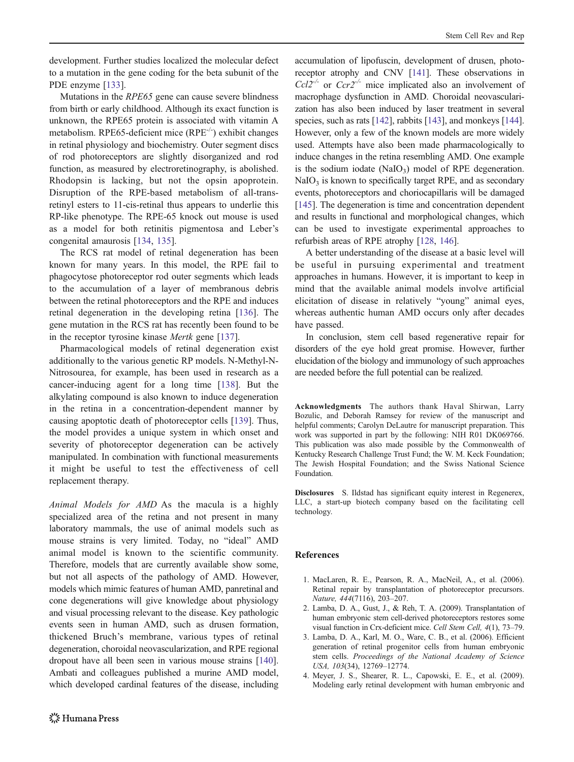development. Further studies localized the molecular defect to a mutation in the gene coding for the beta subunit of the PDE enzyme [133].

Mutations in the *RPE65* gene can cause severe blindness from birth or early childhood. Although its exact function is unknown, the RPE65 protein is associated with vitamin A metabolism. RPE65-deficient mice ($RPE^{-/-}$) exhibit changes in retinal physiology and biochemistry. Outer segment discs of rod photoreceptors are slightly disorganized and rod function, as measured by electroretinography, is abolished. Rhodopsin is lacking, but not the opsin apoprotein. Disruption of the RPE-based metabolism of all-trans-retinyl esters to 11-cis-retinal thus appears to underlie this RP-like phenotype. The RPE-65 knock out mouse is used as a model for both retinitis pigmentosa and Leber's congenital amaurosis [134, 135].

The RCS rat model of retinal degeneration has been known for many years. In this model, the RPE fail to phagocytose photoreceptor rod outer segments which leads to the accumulation of a layer of membranous debris between the retinal photoreceptors and the RPE and induces retinal degeneration in the developing retina [136]. The gene mutation in the RCS rat has recently been found to be in the receptor tyrosine kinase *Mertk* gene [137].

Pharmacological models of retinal degeneration exist additionally to the various genetic RP models. N-Methyl-N-Nitrosourea, for example, has been used in research as a cancer-inducing agent for a long time [138]. But the alkylating compound is also known to induce degeneration in the retina in a concentration-dependent manner by causing apoptotic death of photoreceptor cells [139]. Thus, the model provides a unique system in which onset and severity of photoreceptor degeneration can be actively manipulated. In combination with functional measurements it might be useful to test the effectiveness of cell replacement therapy.

*Animal Models for AMD* As the macula is a highly specialized area of the retina and not present in many laboratory mammals, the use of animal models such as mouse strains is very limited. Today, no "ideal" AMD animal model is known to the scientific community. Therefore, models that are currently available show some, but not all aspects of the pathology of AMD. However, models which mimic features of human AMD, panretinal and cone degenerations will give knowledge about physiology and visual processing relevant to the disease. Key pathologic events seen in human AMD, such as drusen formation, thickened Bruch's membrane, various types of retinal degeneration, choroidal neovascularization, and RPE regional dropout have all been seen in various mouse strains [140]. Ambati and colleagues published a murine AMD model, which developed cardinal features of the disease, including accumulation of lipofuscin, development of drusen, photoreceptor atrophy and CNV [141]. These observations in $Ccl2^{-/-}$ or $Ccr2^{-/-}$ mice implicated also an involvement of macrophage dysfunction in AMD. Choroidal neovascularization has also been induced by laser treatment in several species, such as rats [142], rabbits [143], and monkeys [144]. However, only a few of the known models are more widely used. Attempts have also been made pharmacologically to induce changes in the retina resembling AMD. One example is the sodium iodate ($NaIO_3$) model of RPE degeneration. $NaIO_3$ is known to specifically target RPE, and as secondary events, photoreceptors and choriocapillaris will be damaged [145]. The degeneration is time and concentration dependent and results in functional and morphological changes, which can be used to investigate experimental approaches to refurbish areas of RPE atrophy [128, 146].

A better understanding of the disease at a basic level will be useful in pursuing experimental and treatment approaches in humans. However, it is important to keep in mind that the available animal models involve artificial elicitation of disease in relatively "young" animal eyes, whereas authentic human AMD occurs only after decades have passed.

In conclusion, stem cell based regenerative repair for disorders of the eye hold great promise. However, further elucidation of the biology and immunology of such approaches are needed before the full potential can be realized.

**Acknowledgments** The authors thank Haval Shirwan, Larry Bozulic, and Deborah Ramsey for review of the manuscript and helpful comments; Carolyn DeLautre for manuscript preparation. This work was supported in part by the following: NIH R01 DK069766. This publication was also made possible by the Commonwealth of Kentucky Research Challenge Trust Fund; the W. M. Keck Foundation; The Jewish Hospital Foundation; and the Swiss National Science Foundation.

**Disclosures** S. Ildstad has significant equity interest in Regenerex, LLC, a start-up biotech company based on the facilitating cell technology.

## References

1. MacLaren, R. E., Pearson, R. A., MacNeil, A., et al. (2006). Retinal repair by transplantation of photoreceptor precursors. *Nature, 444*(7116), 203–207.
2. Lamba, D. A., Gust, J., & Reh, T. A. (2009). Transplantation of human embryonic stem cell-derived photoreceptors restores some visual function in Crx-deficient mice. *Cell Stem Cell, 4*(1), 73–79.
3. Lamba, D. A., Karl, M. O., Ware, C. B., et al. (2006). Efficient generation of retinal progenitor cells from human embryonic stem cells. *Proceedings of the National Academy of Science USA, 103*(34), 12769–12774.
4. Meyer, J. S., Shearer, R. L., Capowski, E. E., et al. (2009). Modeling early retinal development with human embryonic and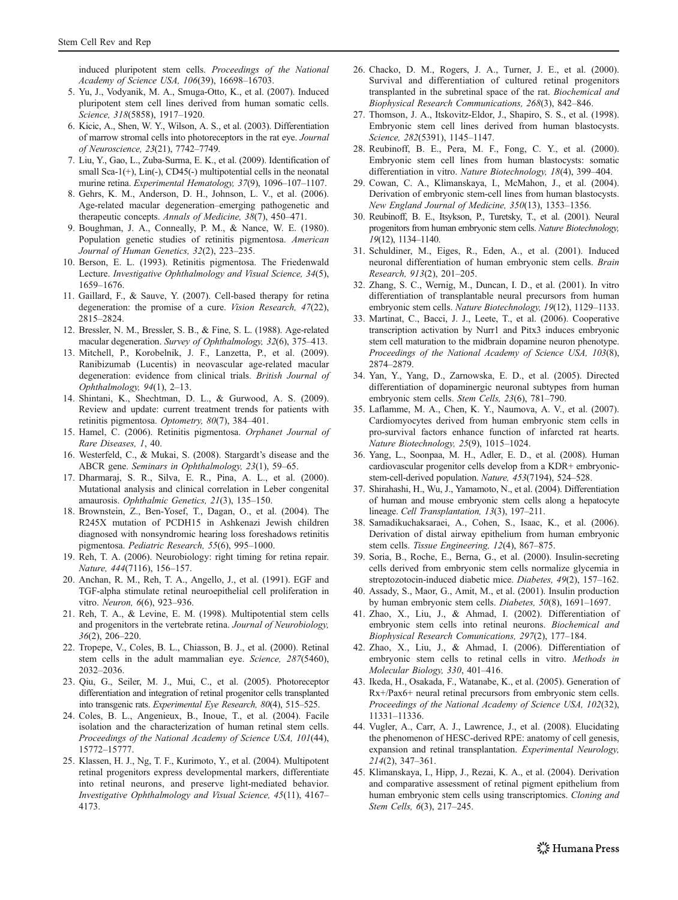induced pluripotent stem cells. *Proceedings of the National Academy of Science USA, 106*(39), 16698–16703.

5. Yu, J., Vodyanik, M. A., Smuga-Otto, K., et al. (2007). Induced pluripotent stem cell lines derived from human somatic cells. *Science, 318*(5858), 1917–1920.
6. Kicic, A., Shen, W. Y., Wilson, A. S., et al. (2003). Differentiation of marrow stromal cells into photoreceptors in the rat eye. *Journal of Neuroscience, 23*(21), 7742–7749.
7. Liu, Y., Gao, L., Zuba-Surma, E. K., et al. (2009). Identification of small Sca-1(+), Lin(-), CD45(-) multipotential cells in the neonatal murine retina. *Experimental Hematology, 37*(9), 1096–107–1107.
8. Gehrs, K. M., Anderson, D. H., Johnson, L. V., et al. (2006). Age-related macular degeneration–emerging pathogenetic and therapeutic concepts. *Annals of Medicine, 38*(7), 450–471.
9. Boughman, J. A., Conneally, P. M., & Nance, W. E. (1980). Population genetic studies of retinitis pigmentosa. *American Journal of Human Genetics, 32*(2), 223–235.
10. Berson, E. L. (1993). Retinitis pigmentosa. The Friedenwald Lecture. *Investigative Ophthalmology and Visual Science, 34*(5), 1659–1676.
11. Gaillard, F., & Sauve, Y. (2007). Cell-based therapy for retina degeneration: the promise of a cure. *Vision Research, 47*(22), 2815–2824.
12. Bressler, N. M., Bressler, S. B., & Fine, S. L. (1988). Age-related macular degeneration. *Survey of Ophthalmology, 32*(6), 375–413.
13. Mitchell, P., Korobelnik, J. F., Lanzetta, P., et al. (2009). Ranibizumab (Lucentis) in neovascular age-related macular degeneration: evidence from clinical trials. *British Journal of Ophthalmology, 94*(1), 2–13.
14. Shintani, K., Shechtman, D. L., & Gurwood, A. S. (2009). Review and update: current treatment trends for patients with retinitis pigmentosa. *Optometry, 80*(7), 384–401.
15. Hamel, C. (2006). Retinitis pigmentosa. *Orphanet Journal of Rare Diseases, 1*, 40.
16. Westerfeld, C., & Mukai, S. (2008). Stargardt's disease and the ABCR gene. *Seminars in Ophthalmology, 23*(1), 59–65.
17. Dharmaraj, S. R., Silva, E. R., Pina, A. L., et al. (2000). Mutational analysis and clinical correlation in Leber congenital amaurosis. *Ophthalmic Genetics, 21*(3), 135–150.
18. Brownstein, Z., Ben-Yosef, T., Dagan, O., et al. (2004). The R245X mutation of PCDH15 in Ashkenazi Jewish children diagnosed with nonsyndromic hearing loss foreshadows retinitis pigmentosa. *Pediatric Research, 55*(6), 995–1000.
19. Reh, T. A. (2006). Neurobiology: right timing for retina repair. *Nature, 444*(7116), 156–157.
20. Anchan, R. M., Reh, T. A., Angello, J., et al. (1991). EGF and TGF-alpha stimulate retinal neuroepithelial cell proliferation in vitro. *Neuron, 6*(6), 923–936.
21. Reh, T. A., & Levine, E. M. (1998). Multipotential stem cells and progenitors in the vertebrate retina. *Journal of Neurobiology, 36*(2), 206–220.
22. Tropepe, V., Coles, B. L., Chiasson, B. J., et al. (2000). Retinal stem cells in the adult mammalian eye. *Science, 287*(5460), 2032–2036.
23. Qiu, G., Seiler, M. J., Mui, C., et al. (2005). Photoreceptor differentiation and integration of retinal progenitor cells transplanted into transgenic rats. *Experimental Eye Research, 80*(4), 515–525.
24. Coles, B. L., Angenieux, B., Inoue, T., et al. (2004). Facile isolation and the characterization of human retinal stem cells. *Proceedings of the National Academy of Science USA, 101*(44), 15772–15777.
25. Klassen, H. J., Ng, T. F., Kurimoto, Y., et al. (2004). Multipotent retinal progenitors express developmental markers, differentiate into retinal neurons, and preserve light-mediated behavior. *Investigative Ophthalmology and Visual Science, 45*(11), 4167–4173.
26. Chacko, D. M., Rogers, J. A., Turner, J. E., et al. (2000). Survival and differentiation of cultured retinal progenitors transplanted in the subretinal space of the rat. *Biochemical and Biophysical Research Communications, 268*(3), 842–846.
27. Thomson, J. A., Itskovitz-Eldor, J., Shapiro, S. S., et al. (1998). Embryonic stem cell lines derived from human blastocysts. *Science, 282*(5391), 1145–1147.
28. Reubinoff, B. E., Pera, M. F., Fong, C. Y., et al. (2000). Embryonic stem cell lines from human blastocysts: somatic differentiation in vitro. *Nature Biotechnology, 18*(4), 399–404.
29. Cowan, C. A., Klimanskaya, I., McMahon, J., et al. (2004). Derivation of embryonic stem-cell lines from human blastocysts. *New England Journal of Medicine, 350*(13), 1353–1356.
30. Reubinoff, B. E., Itsykson, P., Turetsky, T., et al. (2001). Neural progenitors from human embryonic stem cells. *Nature Biotechnology, 19*(12), 1134–1140.
31. Schuldiner, M., Eiges, R., Eden, A., et al. (2001). Induced neuronal differentiation of human embryonic stem cells. *Brain Research, 913*(2), 201–205.
32. Zhang, S. C., Wernig, M., Duncan, I. D., et al. (2001). In vitro differentiation of transplantable neural precursors from human embryonic stem cells. *Nature Biotechnology, 19*(12), 1129–1133.
33. Martinat, C., Bacci, J. J., Leete, T., et al. (2006). Cooperative transcription activation by Nurr1 and Pitx3 induces embryonic stem cell maturation to the midbrain dopamine neuron phenotype. *Proceedings of the National Academy of Science USA, 103*(8), 2874–2879.
34. Yan, Y., Yang, D., Zarnowska, E. D., et al. (2005). Directed differentiation of dopaminergic neuronal subtypes from human embryonic stem cells. *Stem Cells, 23*(6), 781–790.
35. Laflamme, M. A., Chen, K. Y., Naumova, A. V., et al. (2007). Cardiomyocytes derived from human embryonic stem cells in pro-survival factors enhance function of infarcted rat hearts. *Nature Biotechnology, 25*(9), 1015–1024.
36. Yang, L., Soonpaa, M. H., Adler, E. D., et al. (2008). Human cardiovascular progenitor cells develop from a KDR+ embryonic-stem-cell-derived population. *Nature, 453*(7194), 524–528.
37. Shirahashi, H., Wu, J., Yamamoto, N., et al. (2004). Differentiation of human and mouse embryonic stem cells along a hepatocyte lineage. *Cell Transplantation, 13*(3), 197–211.
38. Samadikuchaksaraei, A., Cohen, S., Isaac, K., et al. (2006). Derivation of distal airway epithelium from human embryonic stem cells. *Tissue Engineering, 12*(4), 867–875.
39. Soria, B., Roche, E., Berna, G., et al. (2000). Insulin-secreting cells derived from embryonic stem cells normalize glycemia in streptozotocin-induced diabetic mice. *Diabetes, 49*(2), 157–162.
40. Assady, S., Maor, G., Amit, M., et al. (2001). Insulin production by human embryonic stem cells. *Diabetes, 50*(8), 1691–1697.
41. Zhao, X., Liu, J., & Ahmad, I. (2002). Differentiation of embryonic stem cells into retinal neurons. *Biochemical and Biophysical Research Comunications, 297*(2), 177–184.
42. Zhao, X., Liu, J., & Ahmad, I. (2006). Differentiation of embryonic stem cells to retinal cells in vitro. *Methods in Molecular Biology, 330*, 401–416.
43. Ikeda, H., Osakada, F., Watanabe, K., et al. (2005). Generation of Rx+/Pax6+ neural retinal precursors from embryonic stem cells. *Proceedings of the National Academy of Science USA, 102*(32), 11331–11336.
44. Vugler, A., Carr, A. J., Lawrence, J., et al. (2008). Elucidating the phenomenon of HESC-derived RPE: anatomy of cell genesis, expansion and retinal transplantation. *Experimental Neurology, 214*(2), 347–361.
45. Klimanskaya, I., Hipp, J., Rezai, K. A., et al. (2004). Derivation and comparative assessment of retinal pigment epithelium from human embryonic stem cells using transcriptomics. *Cloning and Stem Cells, 6*(3), 217–245.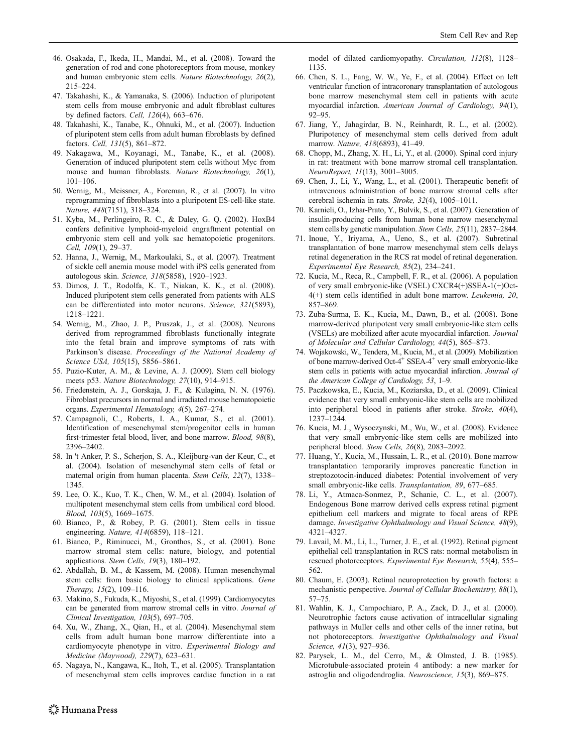46. Osakada, F., Ikeda, H., Mandai, M., et al. (2008). Toward the generation of rod and cone photoreceptors from mouse, monkey and human embryonic stem cells. *Nature Biotechnology, 26*(2), 215–224.
47. Takahashi, K., & Yamanaka, S. (2006). Induction of pluripotent stem cells from mouse embryonic and adult fibroblast cultures by defined factors. *Cell, 126*(4), 663–676.
48. Takahashi, K., Tanabe, K., Ohnuki, M., et al. (2007). Induction of pluripotent stem cells from adult human fibroblasts by defined factors. *Cell, 131*(5), 861–872.
49. Nakagawa, M., Koyanagi, M., Tanabe, K., et al. (2008). Generation of induced pluripotent stem cells without Myc from mouse and human fibroblasts. *Nature Biotechnology, 26*(1), 101–106.
50. Wernig, M., Meissner, A., Foreman, R., et al. (2007). In vitro reprogramming of fibroblasts into a pluripotent ES-cell-like state. *Nature, 448*(7151), 318–324.
51. Kyba, M., Perlingeiro, R. C., & Daley, G. Q. (2002). HoxB4 confers definitive lymphoid-myeloid engraftment potential on embryonic stem cell and yolk sac hematopoietic progenitors. *Cell, 109*(1), 29–37.
52. Hanna, J., Wernig, M., Markoulaki, S., et al. (2007). Treatment of sickle cell anemia mouse model with iPS cells generated from autologous skin. *Science, 318*(5858), 1920–1923.
53. Dimos, J. T., Rodolfa, K. T., Niakan, K. K., et al. (2008). Induced pluripotent stem cells generated from patients with ALS can be differentiated into motor neurons. *Science, 321*(5893), 1218–1221.
54. Wernig, M., Zhao, J. P., Pruszak, J., et al. (2008). Neurons derived from reprogrammed fibroblasts functionally integrate into the fetal brain and improve symptoms of rats with Parkinson's disease. *Proceedings of the National Academy of Science USA, 105*(15), 5856–5861.
55. Puzio-Kuter, A. M., & Levine, A. J. (2009). Stem cell biology meets p53. *Nature Biotechnology, 27*(10), 914–915.
56. Friedenstein, A. J., Gorskaja, J. F., & Kulagina, N. N. (1976). Fibroblast precursors in normal and irradiated mouse hematopoietic organs. *Experimental Hematology, 4*(5), 267–274.
57. Campagnoli, C., Roberts, I. A., Kumar, S., et al. (2001). Identification of mesenchymal stem/progenitor cells in human first-trimester fetal blood, liver, and bone marrow. *Blood, 98*(8), 2396–2402.
58. In 't Anker, P. S., Scherjon, S. A., Kleijburg-van der Keur, C., et al. (2004). Isolation of mesenchymal stem cells of fetal or maternal origin from human placenta. *Stem Cells, 22*(7), 1338–1345.
59. Lee, O. K., Kuo, T. K., Chen, W. M., et al. (2004). Isolation of multipotent mesenchymal stem cells from umbilical cord blood. *Blood, 103*(5), 1669–1675.
60. Bianco, P., & Robey, P. G. (2001). Stem cells in tissue engineering. *Nature, 414*(6859), 118–121.
61. Bianco, P., Riminucci, M., Gronthos, S., et al. (2001). Bone marrow stromal stem cells: nature, biology, and potential applications. *Stem Cells, 19*(3), 180–192.
62. Abdallah, B. M., & Kassem, M. (2008). Human mesenchymal stem cells: from basic biology to clinical applications. *Gene Therapy, 15*(2), 109–116.
63. Makino, S., Fukuda, K., Miyoshi, S., et al. (1999). Cardiomyocytes can be generated from marrow stromal cells in vitro. *Journal of Clinical Investigation, 103*(5), 697–705.
64. Xu, W., Zhang, X., Qian, H., et al. (2004). Mesenchymal stem cells from adult human bone marrow differentiate into a cardiomyocyte phenotype in vitro. *Experimental Biology and Medicine (Maywood), 229*(7), 623–631.
65. Nagaya, N., Kangawa, K., Itoh, T., et al. (2005). Transplantation of mesenchymal stem cells improves cardiac function in a rat model of dilated cardiomyopathy. *Circulation, 112*(8), 1128–1135.
66. Chen, S. L., Fang, W. W., Ye, F., et al. (2004). Effect on left ventricular function of intracoronary transplantation of autologous bone marrow mesenchymal stem cell in patients with acute myocardial infarction. *American Journal of Cardiology, 94*(1), 92–95.
67. Jiang, Y., Jahagirdar, B. N., Reinhardt, R. L., et al. (2002). Pluripotency of mesenchymal stem cells derived from adult marrow. *Nature, 418*(6893), 41–49.
68. Chopp, M., Zhang, X. H., Li, Y., et al. (2000). Spinal cord injury in rat: treatment with bone marrow stromal cell transplantation. *NeuroReport, 11*(13), 3001–3005.
69. Chen, J., Li, Y., Wang, L., et al. (2001). Therapeutic benefit of intravenous administration of bone marrow stromal cells after cerebral ischemia in rats. *Stroke, 32*(4), 1005–1011.
70. Karnieli, O., Izhar-Prato, Y., Bulvik, S., et al. (2007). Generation of insulin-producing cells from human bone marrow mesenchymal stem cells by genetic manipulation. *Stem Cells, 25*(11), 2837–2844.
71. Inoue, Y., Iriyama, A., Ueno, S., et al. (2007). Subretinal transplantation of bone marrow mesenchymal stem cells delays retinal degeneration in the RCS rat model of retinal degeneration. *Experimental Eye Research, 85*(2), 234–241.
72. Kucia, M., Reca, R., Campbell, F. R., et al. (2006). A population of very small embryonic-like (VSEL) CXCR4(+)SSEA-1(+)Oct-4(+) stem cells identified in adult bone marrow. *Leukemia, 20*, 857–869.
73. Zuba-Surma, E. K., Kucia, M., Dawn, B., et al. (2008). Bone marrow-derived pluripotent very small embryonic-like stem cells (VSELs) are mobilized after acute myocardial infarction. *Journal of Molecular and Cellular Cardiology, 44*(5), 865–873.
74. Wojakowski, W., Tendera, M., Kucia, M., et al. (2009). Mobilization of bone marrow-derived Oct-4$^+$ SSEA-4$^+$ very small embryonic-like stem cells in patients with actue myocardial infarction. *Journal of the American College of Cardiology, 53*, 1–9.
75. Paczkowska, E., Kucia, M., Koziarska, D., et al. (2009). Clinical evidence that very small embryonic-like stem cells are mobilized into peripheral blood in patients after stroke. *Stroke, 40*(4), 1237–1244.
76. Kucia, M. J., Wysoczynski, M., Wu, W., et al. (2008). Evidence that very small embryonic-like stem cells are mobilized into peripheral blood. *Stem Cells, 26*(8), 2083–2092.
77. Huang, Y., Kucia, M., Hussain, L. R., et al. (2010). Bone marrow transplantation temporarily improves pancreatic function in streptozotocin-induced diabetes: Potential involvement of very small embryonic-like cells. *Transplantation, 89*, 677–685.
78. Li, Y., Atmaca-Sonmez, P., Schanie, C. L., et al. (2007). Endogenous Bone marrow derived cells express retinal pigment epithelium cell markers and migrate to focal areas of RPE damage. *Investigative Ophthalmology and Visual Science, 48*(9), 4321–4327.
79. Lavail, M. M., Li, L., Turner, J. E., et al. (1992). Retinal pigment epithelial cell transplantation in RCS rats: normal metabolism in rescued photoreceptors. *Experimental Eye Research, 55*(4), 555–562.
80. Chaum, E. (2003). Retinal neuroprotection by growth factors: a mechanistic perspective. *Journal of Cellular Biochemistry, 88*(1), 57–75.
81. Wahlin, K. J., Campochiaro, P. A., Zack, D. J., et al. (2000). Neurotrophic factors cause activation of intracellular signaling pathways in Muller cells and other cells of the inner retina, but not photoreceptors. *Investigative Ophthalmology and Visual Science, 41*(3), 927–936.
82. Parysek, L. M., del Cerro, M., & Olmsted, J. B. (1985). Microtubule-associated protein 4 antibody: a new marker for astroglia and oligodendroglia. *Neuroscience, 15*(3), 869–875.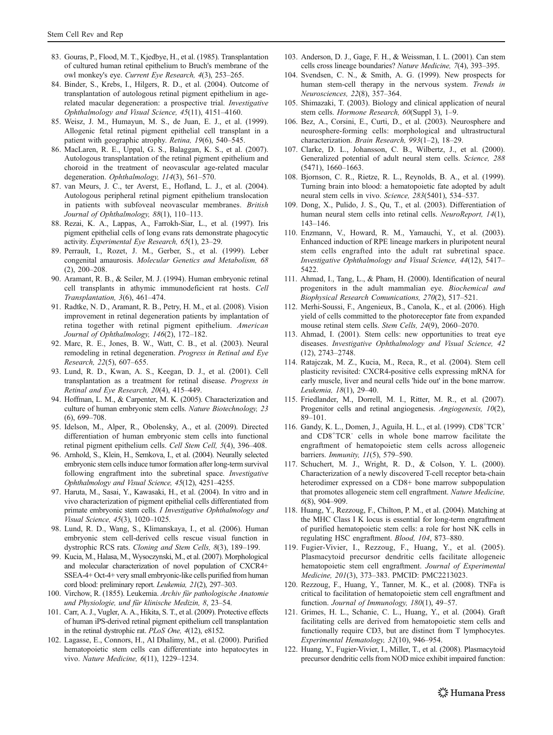83. Gouras, P., Flood, M. T., Kjedbye, H., et al. (1985). Transplantation of cultured human retinal epithelium to Bruch's membrane of the owl monkey's eye. *Current Eye Research, 4*(3), 253–265.
84. Binder, S., Krebs, I., Hilgers, R. D., et al. (2004). Outcome of transplantation of autologous retinal pigment epithelium in age-related macular degeneration: a prospective trial. *Investigative Ophthalmology and Visual Science, 45*(11), 4151–4160.
85. Weisz, J. M., Humayun, M. S., de Juan, E. J., et al. (1999). Allogenic fetal retinal pigment epithelial cell transplant in a patient with geographic atrophy. *Retina, 19*(6), 540–545.
86. MacLaren, R. E., Uppal, G. S., Balaggan, K. S., et al. (2007). Autologous transplantation of the retinal pigment epithelium and choroid in the treatment of neovascular age-related macular degeneration. *Ophthalmology, 114*(3), 561–570.
87. van Meurs, J. C., ter Averst, E., Hofland, L. J., et al. (2004). Autologous peripheral retinal pigment epithelium translocation in patients with subfoveal neovascular membranes. *British Journal of Ophthalmology, 88*(1), 110–113.
88. Rezai, K. A., Lappas, A., Farrokh-Siar, L., et al. (1997). Iris pigment epithelial cells of long evans rats demonstrate phagocytic activity. *Experimental Eye Research, 65*(1), 23–29.
89. Perrault, I., Rozet, J. M., Gerber, S., et al. (1999). Leber congenital amaurosis. *Molecular Genetics and Metabolism, 68* (2), 200–208.
90. Aramant, R. B., & Seiler, M. J. (1994). Human embryonic retinal cell transplants in athymic immunodeficient rat hosts. *Cell Transplantation, 3*(6), 461–474.
91. Radtke, N. D., Aramant, R. B., Petry, H. M., et al. (2008). Vision improvement in retinal degeneration patients by implantation of retina together with retinal pigment epithelium. *American Journal of Ophthalmology, 146*(2), 172–182.
92. Marc, R. E., Jones, B. W., Watt, C. B., et al. (2003). Neural remodeling in retinal degeneration. *Progress in Retinal and Eye Research, 22*(5), 607–655.
93. Lund, R. D., Kwan, A. S., Keegan, D. J., et al. (2001). Cell transplantation as a treatment for retinal disease. *Progress in Retinal and Eye Research, 20*(4), 415–449.
94. Hoffman, L. M., & Carpenter, M. K. (2005). Characterization and culture of human embryonic stem cells. *Nature Biotechnology, 23* (6), 699–708.
95. Idelson, M., Alper, R., Obolensky, A., et al. (2009). Directed differentiation of human embryonic stem cells into functional retinal pigment epithelium cells. *Cell Stem Cell, 5*(4), 396–408.
96. Arnhold, S., Klein, H., Semkova, I., et al. (2004). Neurally selected embryonic stem cells induce tumor formation after long-term survival following engraftment into the subretinal space. *Investigative Ophthalmology and Visual Science, 45*(12), 4251–4255.
97. Haruta, M., Sasai, Y., Kawasaki, H., et al. (2004). In vitro and in vivo characterization of pigment epithelial cells differentiated from primate embryonic stem cells. *I Investigative Ophthalmology and Visual Science, 45*(3), 1020–1025.
98. Lund, R. D., Wang, S., Klimanskaya, I., et al. (2006). Human embryonic stem cell-derived cells rescue visual function in dystrophic RCS rats. *Cloning and Stem Cells, 8*(3), 189–199.
99. Kucia, M., Halasa, M., Wysoczynski, M., et al. (2007). Morphological and molecular characterization of novel population of CXCR4+ SSEA-4+ Oct-4+ very small embryonic-like cells purified from human cord blood: preliminary report. *Leukemia, 21*(2), 297–303.
100. Virchow, R. (1855). Leukemia. *Archiv für pathologische Anatomie und Physiologie, und für klinische Medizin, 8*, 23–54.
101. Carr, A. J., Vugler, A. A., Hikita, S. T., et al. (2009). Protective effects of human iPS-derived retinal pigment epithelium cell transplantation in the retinal dystrophic rat. *PLoS One, 4*(12), e8152.
102. Lagasse, E., Connors, H., Al Dhalimy, M., et al. (2000). Purified hematopoietic stem cells can differentiate into hepatocytes in vivo. *Nature Medicine, 6*(11), 1229–1234.
103. Anderson, D. J., Gage, F. H., & Weissman, I. L. (2001). Can stem cells cross lineage boundaries? *Nature Medicine, 7*(4), 393–395.
104. Svendsen, C. N., & Smith, A. G. (1999). New prospects for human stem-cell therapy in the nervous system. *Trends in Neurosciences, 22*(8), 357–364.
105. Shimazaki, T. (2003). Biology and clinical application of neural stem cells. *Hormone Research, 60*(Suppl 3), 1–9.
106. Bez, A., Corsini, E., Curti, D., et al. (2003). Neurosphere and neurosphere-forming cells: morphological and ultrastructural characterization. *Brain Research, 993*(1–2), 18–29.
107. Clarke, D. L., Johansson, C. B., Wilbertz, J., et al. (2000). Generalized potential of adult neural stem cells. *Science, 288* (5471), 1660–1663.
108. Bjornson, C. R., Rietze, R. L., Reynolds, B. A., et al. (1999). Turning brain into blood: a hematopoietic fate adopted by adult neural stem cells in vivo. *Science, 283*(5401), 534–537.
109. Dong, X., Pulido, J. S., Qu, T., et al. (2003). Differentiation of human neural stem cells into retinal cells. *NeuroReport, 14*(1), 143–146.
110. Enzmann, V., Howard, R. M., Yamauchi, Y., et al. (2003). Enhanced induction of RPE lineage markers in pluripotent neural stem cells engrafted into the adult rat subretinal space. *Investigative Ophthalmology and Visual Science, 44*(12), 5417–5422.
111. Ahmad, I., Tang, L., & Pham, H. (2000). Identification of neural progenitors in the adult mammalian eye. *Biochemical and Biophysical Research Comunications, 270*(2), 517–521.
112. Merhi-Soussi, F., Angenieux, B., Canola, K., et al. (2006). High yield of cells committed to the photoreceptor fate from expanded mouse retinal stem cells. *Stem Cells, 24*(9), 2060–2070.
113. Ahmad, I. (2001). Stem cells: new opportunities to treat eye diseases. *Investigative Ophthalmology and Visual Science, 42* (12), 2743–2748.
114. Ratajczak, M. Z., Kucia, M., Reca, R., et al. (2004). Stem cell plasticity revisited: CXCR4-positive cells expressing mRNA for early muscle, liver and neural cells 'hide out' in the bone marrow. *Leukemia, 18*(1), 29–40.
115. Friedlander, M., Dorrell, M. I., Ritter, M. R., et al. (2007). Progenitor cells and retinal angiogenesis. *Angiogenesis, 10*(2), 89–101.
116. Gandy, K. L., Domen, J., Aguila, H. L., et al. (1999). $CD8^{+}TCR^{+}$ and $CD8^{+}TCR^{-}$ cells in whole bone marrow facilitate the engraftment of hematopoietic stem cells across allogeneic barriers. *Immunity, 11*(5), 579–590.
117. Schuchert, M. J., Wright, R. D., & Colson, Y. L. (2000). Characterization of a newly discovered T-cell receptor beta-chain heterodimer expressed on a CD8+ bone marrow subpopulation that promotes allogeneic stem cell engraftment. *Nature Medicine, 6*(8), 904–909.
118. Huang, Y., Rezzoug, F., Chilton, P. M., et al. (2004). Matching at the MHC Class I K locus is essential for long-term engraftment of purified hematopoietic stem cells: a role for host NK cells in regulating HSC engraftment. *Blood, 104*, 873–880.
119. Fugier-Vivier, I., Rezzoug, F., Huang, Y., et al. (2005). Plasmacytoid precursor dendritic cells facilitate allogeneic hematopoietic stem cell engraftment. *Journal of Experimental Medicine, 201*(3), 373–383. PMCID: PMC2213023.
120. Rezzoug, F., Huang, Y., Tanner, M. K., et al. (2008). TNFa is critical to facilitation of hematopoietic stem cell engraftment and function. *Journal of Immunology, 180*(1), 49–57.
121. Grimes, H. L., Schanie, C. L., Huang, Y., et al. (2004). Graft facilitating cells are derived from hematopoietic stem cells and functionally require CD3, but are distinct from T lymphocytes. *Experimental Hematology, 32*(10), 946–954.
122. Huang, Y., Fugier-Vivier, I., Miller, T., et al. (2008). Plasmacytoid precursor dendritic cells from NOD mice exhibit impaired function: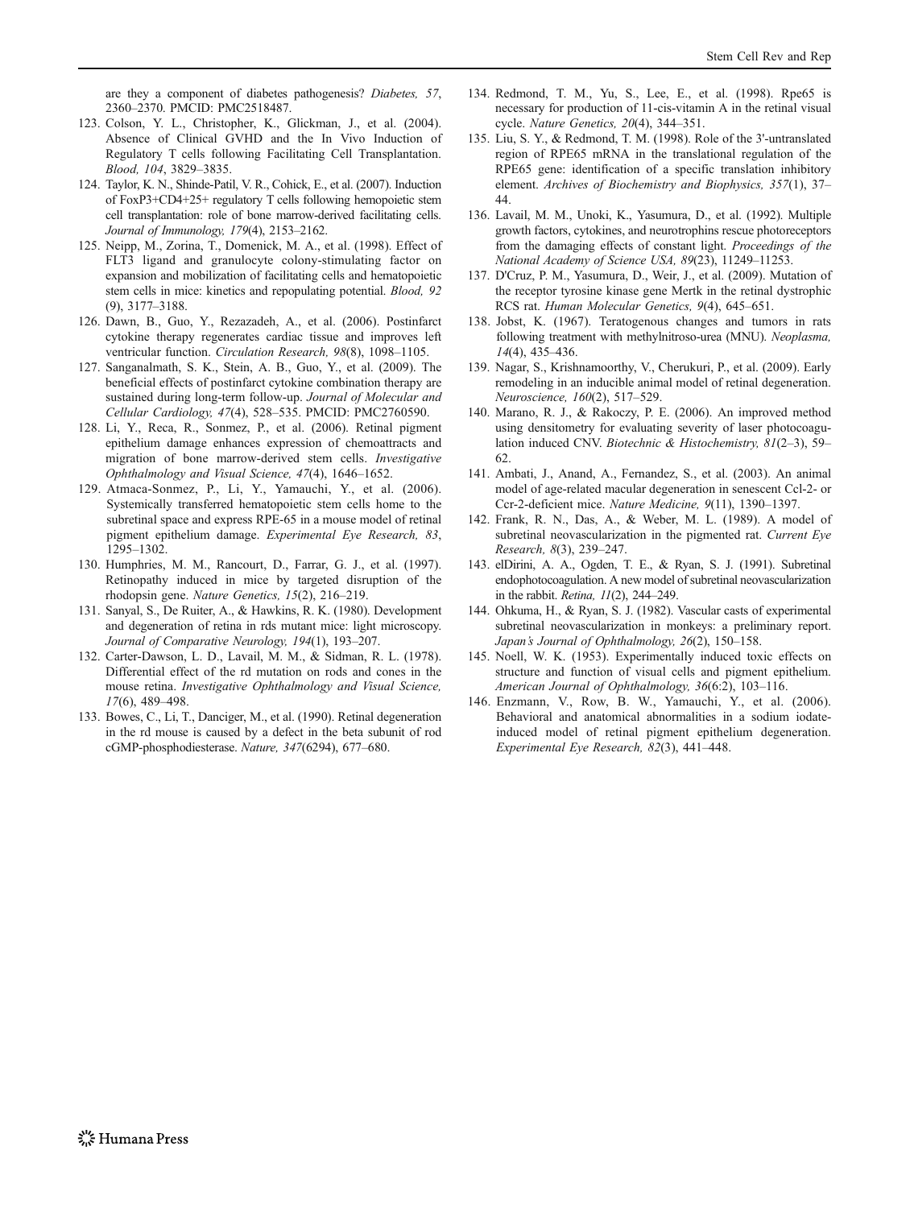are they a component of diabetes pathogenesis? *Diabetes, 57*, 2360–2370. PMCID: PMC2518487.

123. Colson, Y. L., Christopher, K., Glickman, J., et al. (2004). Absence of Clinical GVHD and the In Vivo Induction of Regulatory T cells following Facilitating Cell Transplantation. *Blood, 104*, 3829–3835.
124. Taylor, K. N., Shinde-Patil, V. R., Cohick, E., et al. (2007). Induction of FoxP3+CD4+25+ regulatory T cells following hemopoietic stem cell transplantation: role of bone marrow-derived facilitating cells. *Journal of Immunology, 179*(4), 2153–2162.
125. Neipp, M., Zorina, T., Domenick, M. A., et al. (1998). Effect of FLT3 ligand and granulocyte colony-stimulating factor on expansion and mobilization of facilitating cells and hematopoietic stem cells in mice: kinetics and repopulating potential. *Blood, 92* (9), 3177–3188.
126. Dawn, B., Guo, Y., Rezazadeh, A., et al. (2006). Postinfarct cytokine therapy regenerates cardiac tissue and improves left ventricular function. *Circulation Research, 98*(8), 1098–1105.
127. Sanganalmath, S. K., Stein, A. B., Guo, Y., et al. (2009). The beneficial effects of postinfarct cytokine combination therapy are sustained during long-term follow-up. *Journal of Molecular and Cellular Cardiology, 47*(4), 528–535. PMCID: PMC2760590.
128. Li, Y., Reca, R., Sonmez, P., et al. (2006). Retinal pigment epithelium damage enhances expression of chemoattracts and migration of bone marrow-derived stem cells. *Investigative Ophthalmology and Visual Science, 47*(4), 1646–1652.
129. Atmaca-Sonmez, P., Li, Y., Yamauchi, Y., et al. (2006). Systemically transferred hematopoietic stem cells home to the subretinal space and express RPE-65 in a mouse model of retinal pigment epithelium damage. *Experimental Eye Research, 83*, 1295–1302.
130. Humphries, M. M., Rancourt, D., Farrar, G. J., et al. (1997). Retinopathy induced in mice by targeted disruption of the rhodopsin gene. *Nature Genetics, 15*(2), 216–219.
131. Sanyal, S., De Ruiter, A., & Hawkins, R. K. (1980). Development and degeneration of retina in rds mutant mice: light microscopy. *Journal of Comparative Neurology, 194*(1), 193–207.
132. Carter-Dawson, L. D., Lavail, M. M., & Sidman, R. L. (1978). Differential effect of the rd mutation on rods and cones in the mouse retina. *Investigative Ophthalmology and Visual Science, 17*(6), 489–498.
133. Bowes, C., Li, T., Danciger, M., et al. (1990). Retinal degeneration in the rd mouse is caused by a defect in the beta subunit of rod cGMP-phosphodiesterase. *Nature, 347*(6294), 677–680.
134. Redmond, T. M., Yu, S., Lee, E., et al. (1998). Rpe65 is necessary for production of 11-cis-vitamin A in the retinal visual cycle. *Nature Genetics, 20*(4), 344–351.
135. Liu, S. Y., & Redmond, T. M. (1998). Role of the 3'-untranslated region of RPE65 mRNA in the translational regulation of the RPE65 gene: identification of a specific translation inhibitory element. *Archives of Biochemistry and Biophysics, 357*(1), 37–44.
136. Lavail, M. M., Unoki, K., Yasumura, D., et al. (1992). Multiple growth factors, cytokines, and neurotrophins rescue photoreceptors from the damaging effects of constant light. *Proceedings of the National Academy of Science USA, 89*(23), 11249–11253.
137. D'Cruz, P. M., Yasumura, D., Weir, J., et al. (2009). Mutation of the receptor tyrosine kinase gene Mertk in the retinal dystrophic RCS rat. *Human Molecular Genetics, 9*(4), 645–651.
138. Jobst, K. (1967). Teratogenous changes and tumors in rats following treatment with methylnitroso-urea (MNU). *Neoplasma, 14*(4), 435–436.
139. Nagar, S., Krishnamoorthy, V., Cherukuri, P., et al. (2009). Early remodeling in an inducible animal model of retinal degeneration. *Neuroscience, 160*(2), 517–529.
140. Marano, R. J., & Rakoczy, P. E. (2006). An improved method using densitometry for evaluating severity of laser photocoagulation induced CNV. *Biotechnic & Histochemistry, 81*(2–3), 59–62.
141. Ambati, J., Anand, A., Fernandez, S., et al. (2003). An animal model of age-related macular degeneration in senescent Ccl-2- or Ccr-2-deficient mice. *Nature Medicine, 9*(11), 1390–1397.
142. Frank, R. N., Das, A., & Weber, M. L. (1989). A model of subretinal neovascularization in the pigmented rat. *Current Eye Research, 8*(3), 239–247.
143. elDirini, A. A., Ogden, T. E., & Ryan, S. J. (1991). Subretinal endophotocoagulation. A new model of subretinal neovascularization in the rabbit. *Retina, 11*(2), 244–249.
144. Ohkuma, H., & Ryan, S. J. (1982). Vascular casts of experimental subretinal neovascularization in monkeys: a preliminary report. *Japan's Journal of Ophthalmology, 26*(2), 150–158.
145. Noell, W. K. (1953). Experimentally induced toxic effects on structure and function of visual cells and pigment epithelium. *American Journal of Ophthalmology, 36*(6:2), 103–116.
146. Enzmann, V., Row, B. W., Yamauchi, Y., et al. (2006). Behavioral and anatomical abnormalities in a sodium iodate-induced model of retinal pigment epithelium degeneration. *Experimental Eye Research, 82*(3), 441–448.